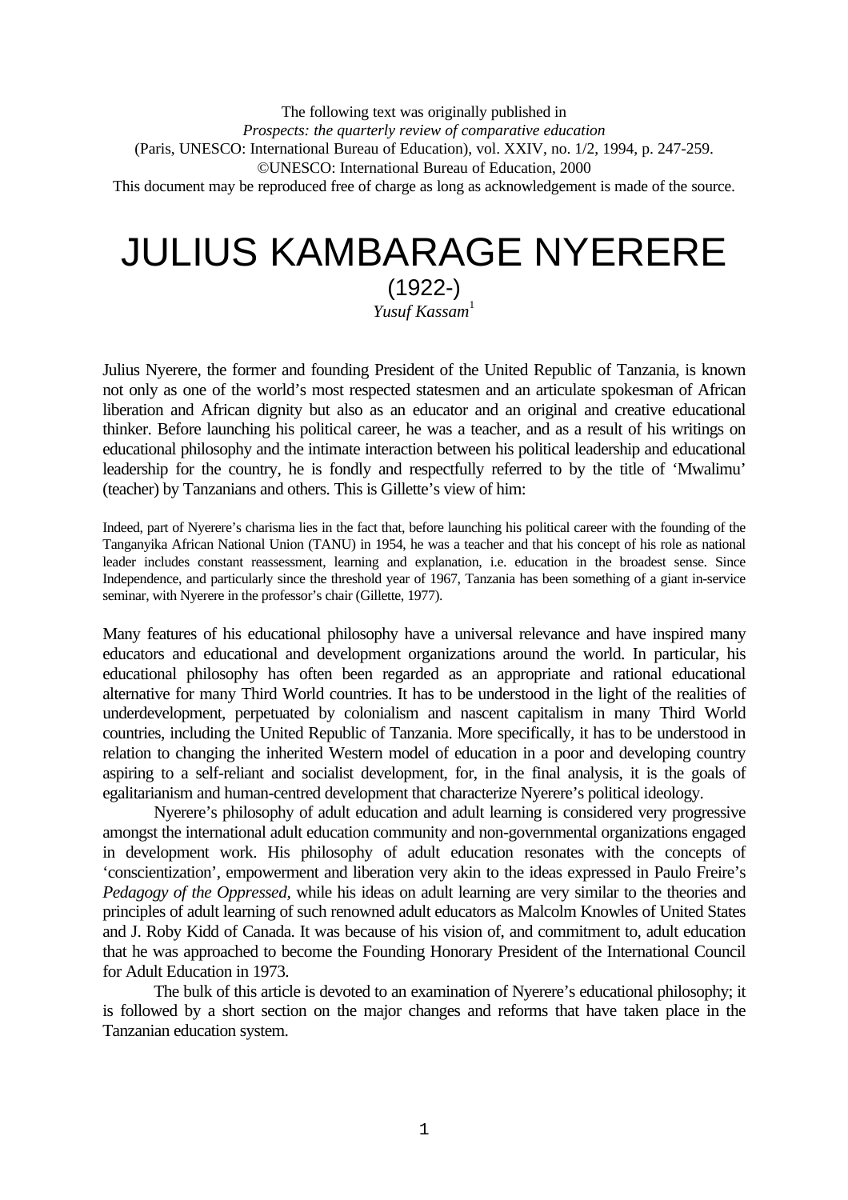The following text was originally published in
*Prospects: the quarterly review of comparative education*
(Paris, UNESCO: International Bureau of Education), vol. XXIV, no. 1/2, 1994, p. 247-259.
©UNESCO: International Bureau of Education, 2000
This document may be reproduced free of charge as long as acknowledgement is made of the source.

# JULIUS KAMBARAGE NYERERE

(1922-)

*Yusuf Kassam*[1]

Julius Nyerere, the former and founding President of the United Republic of Tanzania, is known not only as one of the world's most respected statesmen and an articulate spokesman of African liberation and African dignity but also as an educator and an original and creative educational thinker. Before launching his political career, he was a teacher, and as a result of his writings on educational philosophy and the intimate interaction between his political leadership and educational leadership for the country, he is fondly and respectfully referred to by the title of 'Mwalimu' (teacher) by Tanzanians and others. This is Gillette's view of him:

> Indeed, part of Nyerere's charisma lies in the fact that, before launching his political career with the founding of the Tanganyika African National Union (TANU) in 1954, he was a teacher and that his concept of his role as national leader includes constant reassessment, learning and explanation, i.e. education in the broadest sense. Since Independence, and particularly since the threshold year of 1967, Tanzania has been something of a giant in-service seminar, with Nyerere in the professor's chair (Gillette, 1977).

Many features of his educational philosophy have a universal relevance and have inspired many educators and educational and development organizations around the world. In particular, his educational philosophy has often been regarded as an appropriate and rational educational alternative for many Third World countries. It has to be understood in the light of the realities of underdevelopment, perpetuated by colonialism and nascent capitalism in many Third World countries, including the United Republic of Tanzania. More specifically, it has to be understood in relation to changing the inherited Western model of education in a poor and developing country aspiring to a self-reliant and socialist development, for, in the final analysis, it is the goals of egalitarianism and human-centred development that characterize Nyerere's political ideology.

Nyerere's philosophy of adult education and adult learning is considered very progressive amongst the international adult education community and non-governmental organizations engaged in development work. His philosophy of adult education resonates with the concepts of 'conscientization', empowerment and liberation very akin to the ideas expressed in Paulo Freire's *Pedagogy of the Oppressed*, while his ideas on adult learning are very similar to the theories and principles of adult learning of such renowned adult educators as Malcolm Knowles of United States and J. Roby Kidd of Canada. It was because of his vision of, and commitment to, adult education that he was approached to become the Founding Honorary President of the International Council for Adult Education in 1973.

The bulk of this article is devoted to an examination of Nyerere's educational philosophy; it is followed by a short section on the major changes and reforms that have taken place in the Tanzanian education system.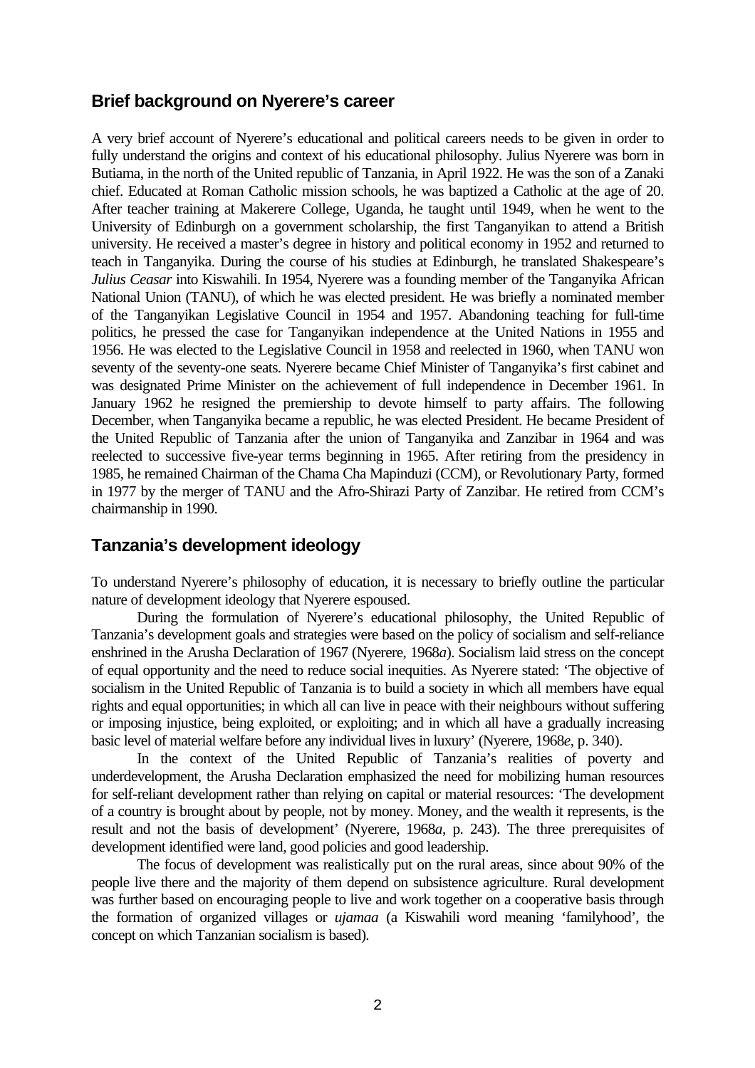## Brief background on Nyerere's career

A very brief account of Nyerere's educational and political careers needs to be given in order to fully understand the origins and context of his educational philosophy. Julius Nyerere was born in Butiama, in the north of the United republic of Tanzania, in April 1922. He was the son of a Zanaki chief. Educated at Roman Catholic mission schools, he was baptized a Catholic at the age of 20. After teacher training at Makerere College, Uganda, he taught until 1949, when he went to the University of Edinburgh on a government scholarship, the first Tanganyikan to attend a British university. He received a master's degree in history and political economy in 1952 and returned to teach in Tanganyika. During the course of his studies at Edinburgh, he translated Shakespeare's *Julius Ceasar* into Kiswahili. In 1954, Nyerere was a founding member of the Tanganyika African National Union (TANU), of which he was elected president. He was briefly a nominated member of the Tanganyikan Legislative Council in 1954 and 1957. Abandoning teaching for full-time politics, he pressed the case for Tanganyikan independence at the United Nations in 1955 and 1956. He was elected to the Legislative Council in 1958 and reelected in 1960, when TANU won seventy of the seventy-one seats. Nyerere became Chief Minister of Tanganyika's first cabinet and was designated Prime Minister on the achievement of full independence in December 1961. In January 1962 he resigned the premiership to devote himself to party affairs. The following December, when Tanganyika became a republic, he was elected President. He became President of the United Republic of Tanzania after the union of Tanganyika and Zanzibar in 1964 and was reelected to successive five-year terms beginning in 1965. After retiring from the presidency in 1985, he remained Chairman of the Chama Cha Mapinduzi (CCM), or Revolutionary Party, formed in 1977 by the merger of TANU and the Afro-Shirazi Party of Zanzibar. He retired from CCM's chairmanship in 1990.

## Tanzania's development ideology

To understand Nyerere's philosophy of education, it is necessary to briefly outline the particular nature of development ideology that Nyerere espoused.

During the formulation of Nyerere's educational philosophy, the United Republic of Tanzania's development goals and strategies were based on the policy of socialism and self-reliance enshrined in the Arusha Declaration of 1967 (Nyerere, 1968*a*). Socialism laid stress on the concept of equal opportunity and the need to reduce social inequities. As Nyerere stated: 'The objective of socialism in the United Republic of Tanzania is to build a society in which all members have equal rights and equal opportunities; in which all can live in peace with their neighbours without suffering or imposing injustice, being exploited, or exploiting; and in which all have a gradually increasing basic level of material welfare before any individual lives in luxury' (Nyerere, 1968*e*, p. 340).

In the context of the United Republic of Tanzania's realities of poverty and underdevelopment, the Arusha Declaration emphasized the need for mobilizing human resources for self-reliant development rather than relying on capital or material resources: 'The development of a country is brought about by people, not by money. Money, and the wealth it represents, is the result and not the basis of development' (Nyerere, 1968*a*, p. 243). The three prerequisites of development identified were land, good policies and good leadership.

The focus of development was realistically put on the rural areas, since about 90% of the people live there and the majority of them depend on subsistence agriculture. Rural development was further based on encouraging people to live and work together on a cooperative basis through the formation of organized villages or *ujamaa* (a Kiswahili word meaning 'familyhood', the concept on which Tanzanian socialism is based).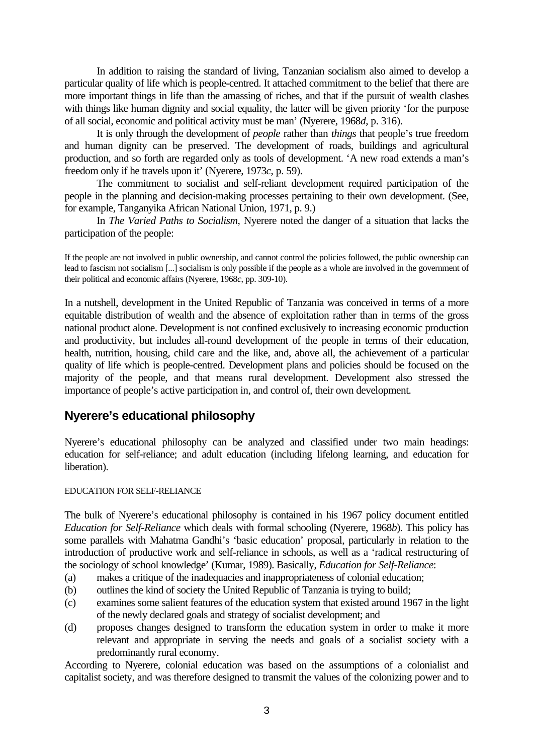In addition to raising the standard of living, Tanzanian socialism also aimed to develop a particular quality of life which is people-centred. It attached commitment to the belief that there are more important things in life than the amassing of riches, and that if the pursuit of wealth clashes with things like human dignity and social equality, the latter will be given priority 'for the purpose of all social, economic and political activity must be man' (Nyerere, 1968*d*, p. 316).

It is only through the development of *people* rather than *things* that people's true freedom and human dignity can be preserved. The development of roads, buildings and agricultural production, and so forth are regarded only as tools of development. 'A new road extends a man's freedom only if he travels upon it' (Nyerere, 1973*c*, p. 59).

The commitment to socialist and self-reliant development required participation of the people in the planning and decision-making processes pertaining to their own development. (See, for example, Tanganyika African National Union, 1971, p. 9.)

In *The Varied Paths to Socialism*, Nyerere noted the danger of a situation that lacks the participation of the people:

> If the people are not involved in public ownership, and cannot control the policies followed, the public ownership can lead to fascism not socialism [...] socialism is only possible if the people as a whole are involved in the government of their political and economic affairs (Nyerere, 1968*c*, pp. 309-10).

In a nutshell, development in the United Republic of Tanzania was conceived in terms of a more equitable distribution of wealth and the absence of exploitation rather than in terms of the gross national product alone. Development is not confined exclusively to increasing economic production and productivity, but includes all-round development of the people in terms of their education, health, nutrition, housing, child care and the like, and, above all, the achievement of a particular quality of life which is people-centred. Development plans and policies should be focused on the majority of the people, and that means rural development. Development also stressed the importance of people's active participation in, and control of, their own development.

## Nyerere's educational philosophy

Nyerere's educational philosophy can be analyzed and classified under two main headings: education for self-reliance; and adult education (including lifelong learning, and education for liberation).

### EDUCATION FOR SELF-RELIANCE

The bulk of Nyerere's educational philosophy is contained in his 1967 policy document entitled *Education for Self-Reliance* which deals with formal schooling (Nyerere, 1968*b*). This policy has some parallels with Mahatma Gandhi's 'basic education' proposal, particularly in relation to the introduction of productive work and self-reliance in schools, as well as a 'radical restructuring of the sociology of school knowledge' (Kumar, 1989). Basically, *Education for Self-Reliance*:

(a) makes a critique of the inadequacies and inappropriateness of colonial education;
(b) outlines the kind of society the United Republic of Tanzania is trying to build;
(c) examines some salient features of the education system that existed around 1967 in the light of the newly declared goals and strategy of socialist development; and
(d) proposes changes designed to transform the education system in order to make it more relevant and appropriate in serving the needs and goals of a socialist society with a predominantly rural economy.

According to Nyerere, colonial education was based on the assumptions of a colonialist and capitalist society, and was therefore designed to transmit the values of the colonizing power and to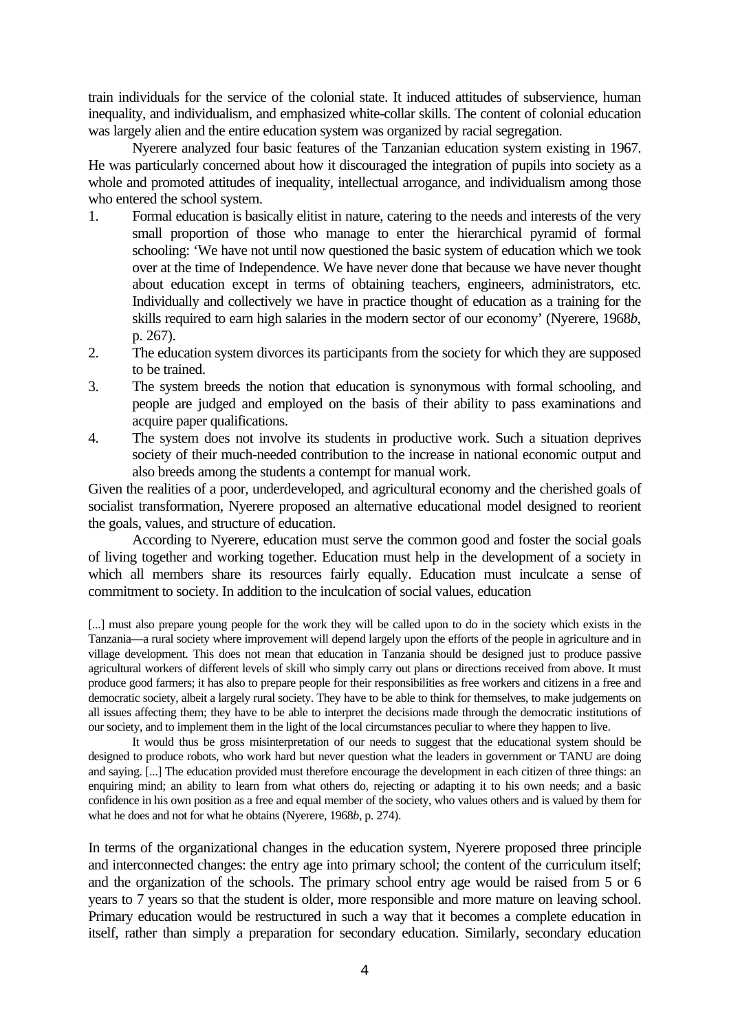train individuals for the service of the colonial state. It induced attitudes of subservience, human inequality, and individualism, and emphasized white-collar skills. The content of colonial education was largely alien and the entire education system was organized by racial segregation.

Nyerere analyzed four basic features of the Tanzanian education system existing in 1967. He was particularly concerned about how it discouraged the integration of pupils into society as a whole and promoted attitudes of inequality, intellectual arrogance, and individualism among those who entered the school system.

1. Formal education is basically elitist in nature, catering to the needs and interests of the very small proportion of those who manage to enter the hierarchical pyramid of formal schooling: 'We have not until now questioned the basic system of education which we took over at the time of Independence. We have never done that because we have never thought about education except in terms of obtaining teachers, engineers, administrators, etc. Individually and collectively we have in practice thought of education as a training for the skills required to earn high salaries in the modern sector of our economy' (Nyerere, 1968*b*, p. 267).
2. The education system divorces its participants from the society for which they are supposed to be trained.
3. The system breeds the notion that education is synonymous with formal schooling, and people are judged and employed on the basis of their ability to pass examinations and acquire paper qualifications.
4. The system does not involve its students in productive work. Such a situation deprives society of their much-needed contribution to the increase in national economic output and also breeds among the students a contempt for manual work.

Given the realities of a poor, underdeveloped, and agricultural economy and the cherished goals of socialist transformation, Nyerere proposed an alternative educational model designed to reorient the goals, values, and structure of education.

According to Nyerere, education must serve the common good and foster the social goals of living together and working together. Education must help in the development of a society in which all members share its resources fairly equally. Education must inculcate a sense of commitment to society. In addition to the inculcation of social values, education

> [...] must also prepare young people for the work they will be called upon to do in the society which exists in the Tanzania—a rural society where improvement will depend largely upon the efforts of the people in agriculture and in village development. This does not mean that education in Tanzania should be designed just to produce passive agricultural workers of different levels of skill who simply carry out plans or directions received from above. It must produce good farmers; it has also to prepare people for their responsibilities as free workers and citizens in a free and democratic society, albeit a largely rural society. They have to be able to think for themselves, to make judgements on all issues affecting them; they have to be able to interpret the decisions made through the democratic institutions of our society, and to implement them in the light of the local circumstances peculiar to where they happen to live.
>
> It would thus be gross misinterpretation of our needs to suggest that the educational system should be designed to produce robots, who work hard but never question what the leaders in government or TANU are doing and saying. [...] The education provided must therefore encourage the development in each citizen of three things: an enquiring mind; an ability to learn from what others do, rejecting or adapting it to his own needs; and a basic confidence in his own position as a free and equal member of the society, who values others and is valued by them for what he does and not for what he obtains (Nyerere, 1968*b*, p. 274).

In terms of the organizational changes in the education system, Nyerere proposed three principle and interconnected changes: the entry age into primary school; the content of the curriculum itself; and the organization of the schools. The primary school entry age would be raised from 5 or 6 years to 7 years so that the student is older, more responsible and more mature on leaving school. Primary education would be restructured in such a way that it becomes a complete education in itself, rather than simply a preparation for secondary education. Similarly, secondary education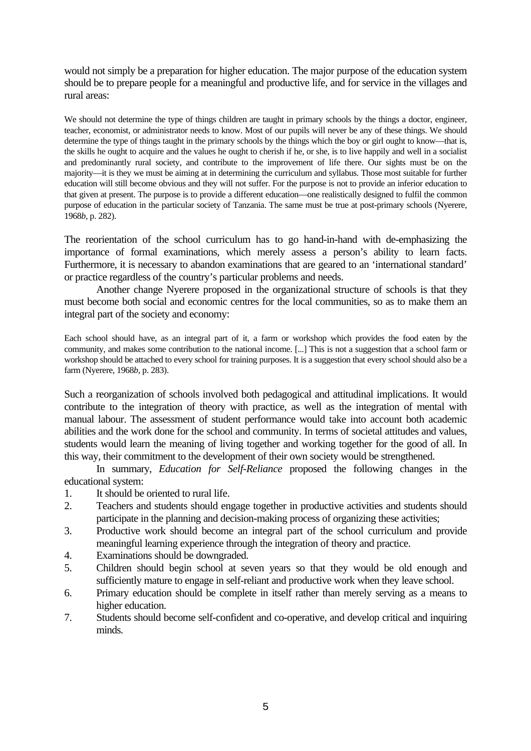would not simply be a preparation for higher education. The major purpose of the education system should be to prepare people for a meaningful and productive life, and for service in the villages and rural areas:

> We should not determine the type of things children are taught in primary schools by the things a doctor, engineer, teacher, economist, or administrator needs to know. Most of our pupils will never be any of these things. We should determine the type of things taught in the primary schools by the things which the boy or girl ought to know—that is, the skills he ought to acquire and the values he ought to cherish if he, or she, is to live happily and well in a socialist and predominantly rural society, and contribute to the improvement of life there. Our sights must be on the majority—it is they we must be aiming at in determining the curriculum and syllabus. Those most suitable for further education will still become obvious and they will not suffer. For the purpose is not to provide an inferior education to that given at present. The purpose is to provide a different education—one realistically designed to fulfil the common purpose of education in the particular society of Tanzania. The same must be true at post-primary schools (Nyerere, 1968*b*, p. 282).

The reorientation of the school curriculum has to go hand-in-hand with de-emphasizing the importance of formal examinations, which merely assess a person's ability to learn facts. Furthermore, it is necessary to abandon examinations that are geared to an 'international standard' or practice regardless of the country's particular problems and needs.

Another change Nyerere proposed in the organizational structure of schools is that they must become both social and economic centres for the local communities, so as to make them an integral part of the society and economy:

> Each school should have, as an integral part of it, a farm or workshop which provides the food eaten by the community, and makes some contribution to the national income. [...] This is not a suggestion that a school farm or workshop should be attached to every school for training purposes. It is a suggestion that every school should also be a farm (Nyerere, 1968*b*, p. 283).

Such a reorganization of schools involved both pedagogical and attitudinal implications. It would contribute to the integration of theory with practice, as well as the integration of mental with manual labour. The assessment of student performance would take into account both academic abilities and the work done for the school and community. In terms of societal attitudes and values, students would learn the meaning of living together and working together for the good of all. In this way, their commitment to the development of their own society would be strengthened.

In summary, *Education for Self-Reliance* proposed the following changes in the educational system:

1. It should be oriented to rural life.
2. Teachers and students should engage together in productive activities and students should participate in the planning and decision-making process of organizing these activities;
3. Productive work should become an integral part of the school curriculum and provide meaningful learning experience through the integration of theory and practice.
4. Examinations should be downgraded.
5. Children should begin school at seven years so that they would be old enough and sufficiently mature to engage in self-reliant and productive work when they leave school.
6. Primary education should be complete in itself rather than merely serving as a means to higher education.
7. Students should become self-confident and co-operative, and develop critical and inquiring minds.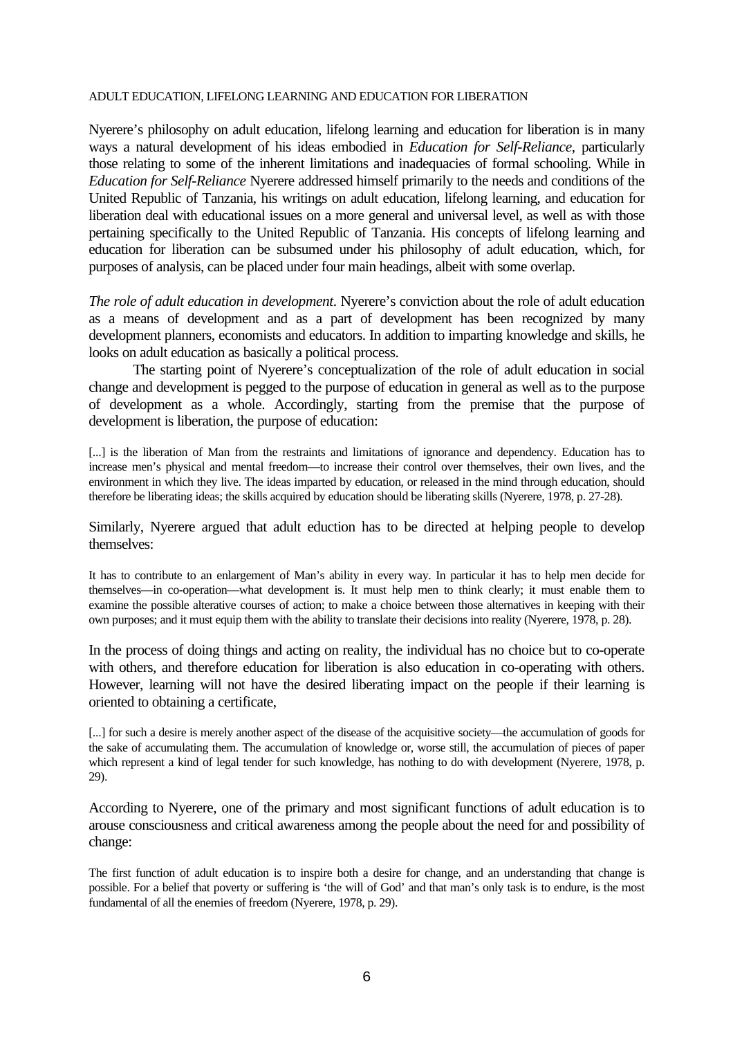ADULT EDUCATION, LIFELONG LEARNING AND EDUCATION FOR LIBERATION

Nyerere's philosophy on adult education, lifelong learning and education for liberation is in many ways a natural development of his ideas embodied in *Education for Self-Reliance*, particularly those relating to some of the inherent limitations and inadequacies of formal schooling. While in *Education for Self-Reliance* Nyerere addressed himself primarily to the needs and conditions of the United Republic of Tanzania, his writings on adult education, lifelong learning, and education for liberation deal with educational issues on a more general and universal level, as well as with those pertaining specifically to the United Republic of Tanzania. His concepts of lifelong learning and education for liberation can be subsumed under his philosophy of adult education, which, for purposes of analysis, can be placed under four main headings, albeit with some overlap.

*The role of adult education in development*. Nyerere's conviction about the role of adult education as a means of development and as a part of development has been recognized by many development planners, economists and educators. In addition to imparting knowledge and skills, he looks on adult education as basically a political process.

The starting point of Nyerere's conceptualization of the role of adult education in social change and development is pegged to the purpose of education in general as well as to the purpose of development as a whole. Accordingly, starting from the premise that the purpose of development is liberation, the purpose of education:

> [...] is the liberation of Man from the restraints and limitations of ignorance and dependency. Education has to increase men's physical and mental freedom—to increase their control over themselves, their own lives, and the environment in which they live. The ideas imparted by education, or released in the mind through education, should therefore be liberating ideas; the skills acquired by education should be liberating skills (Nyerere, 1978, p. 27-28).

Similarly, Nyerere argued that adult eduction has to be directed at helping people to develop themselves:

> It has to contribute to an enlargement of Man's ability in every way. In particular it has to help men decide for themselves—in co-operation—what development is. It must help men to think clearly; it must enable them to examine the possible alterative courses of action; to make a choice between those alternatives in keeping with their own purposes; and it must equip them with the ability to translate their decisions into reality (Nyerere, 1978, p. 28).

In the process of doing things and acting on reality, the individual has no choice but to co-operate with others, and therefore education for liberation is also education in co-operating with others. However, learning will not have the desired liberating impact on the people if their learning is oriented to obtaining a certificate,

> [...] for such a desire is merely another aspect of the disease of the acquisitive society—the accumulation of goods for the sake of accumulating them. The accumulation of knowledge or, worse still, the accumulation of pieces of paper which represent a kind of legal tender for such knowledge, has nothing to do with development (Nyerere, 1978, p. 29).

According to Nyerere, one of the primary and most significant functions of adult education is to arouse consciousness and critical awareness among the people about the need for and possibility of change:

> The first function of adult education is to inspire both a desire for change, and an understanding that change is possible. For a belief that poverty or suffering is 'the will of God' and that man's only task is to endure, is the most fundamental of all the enemies of freedom (Nyerere, 1978, p. 29).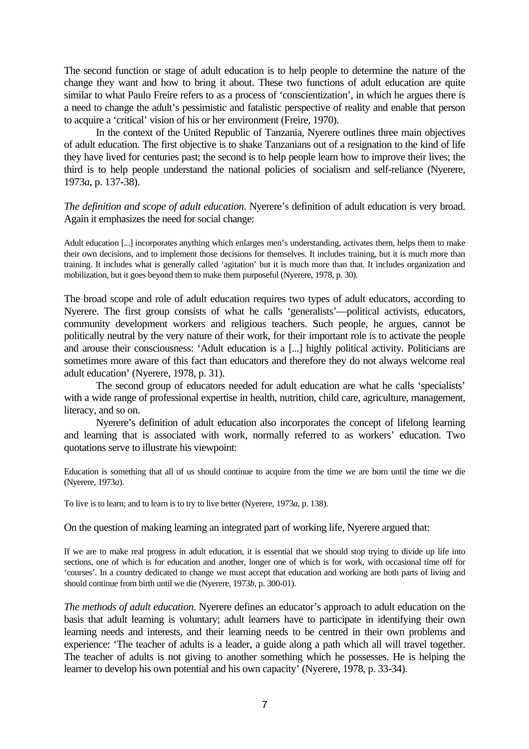The second function or stage of adult education is to help people to determine the nature of the change they want and how to bring it about. These two functions of adult education are quite similar to what Paulo Freire refers to as a process of 'conscientization', in which he argues there is a need to change the adult's pessimistic and fatalistic perspective of reality and enable that person to acquire a 'critical' vision of his or her environment (Freire, 1970).

In the context of the United Republic of Tanzania, Nyerere outlines three main objectives of adult education. The first objective is to shake Tanzanians out of a resignation to the kind of life they have lived for centuries past; the second is to help people learn how to improve their lives; the third is to help people understand the national policies of socialism and self-reliance (Nyerere, 1973*a*, p. 137-38).

*The definition and scope of adult education*. Nyerere's definition of adult education is very broad. Again it emphasizes the need for social change:

> Adult education [...] incorporates anything which enlarges men's understanding, activates them, helps them to make their own decisions, and to implement those decisions for themselves. It includes training, but it is much more than training. It includes what is generally called 'agitation' but it is much more than that. It includes organization and mobilization, but it goes beyond them to make them purposeful (Nyerere, 1978, p. 30).

The broad scope and role of adult education requires two types of adult educators, according to Nyerere. The first group consists of what he calls 'generalists'—political activists, educators, community development workers and religious teachers. Such people, he argues, cannot be politically neutral by the very nature of their work, for their important role is to activate the people and arouse their consciousness: 'Adult education is a [...] highly political activity. Politicians are sometimes more aware of this fact than educators and therefore they do not always welcome real adult education' (Nyerere, 1978, p. 31).

The second group of educators needed for adult education are what he calls 'specialists' with a wide range of professional expertise in health, nutrition, child care, agriculture, management, literacy, and so on.

Nyerere's definition of adult education also incorporates the concept of lifelong learning and learning that is associated with work, normally referred to as workers' education. Two quotations serve to illustrate his viewpoint:

> Education is something that all of us should continue to acquire from the time we are born until the time we die (Nyerere, 1973*a*).

> To live is to learn; and to learn is to try to live better (Nyerere, 1973*a*, p. 138).

On the question of making learning an integrated part of working life, Nyerere argued that:

> If we are to make real progress in adult education, it is essential that we should stop trying to divide up life into sections, one of which is for education and another, longer one of which is for work, with occasional time off for 'courses'. In a country dedicated to change we must accept that education and working are both parts of living and should continue from birth until we die (Nyerere, 1973*b*, p. 300-01).

*The methods of adult education*. Nyerere defines an educator's approach to adult education on the basis that adult learning is voluntary; adult learners have to participate in identifying their own learning needs and interests, and their learning needs to be centred in their own problems and experience: 'The teacher of adults is a leader, a guide along a path which all will travel together. The teacher of adults is not giving to another something which he possesses. He is helping the learner to develop his own potential and his own capacity' (Nyerere, 1978, p. 33-34).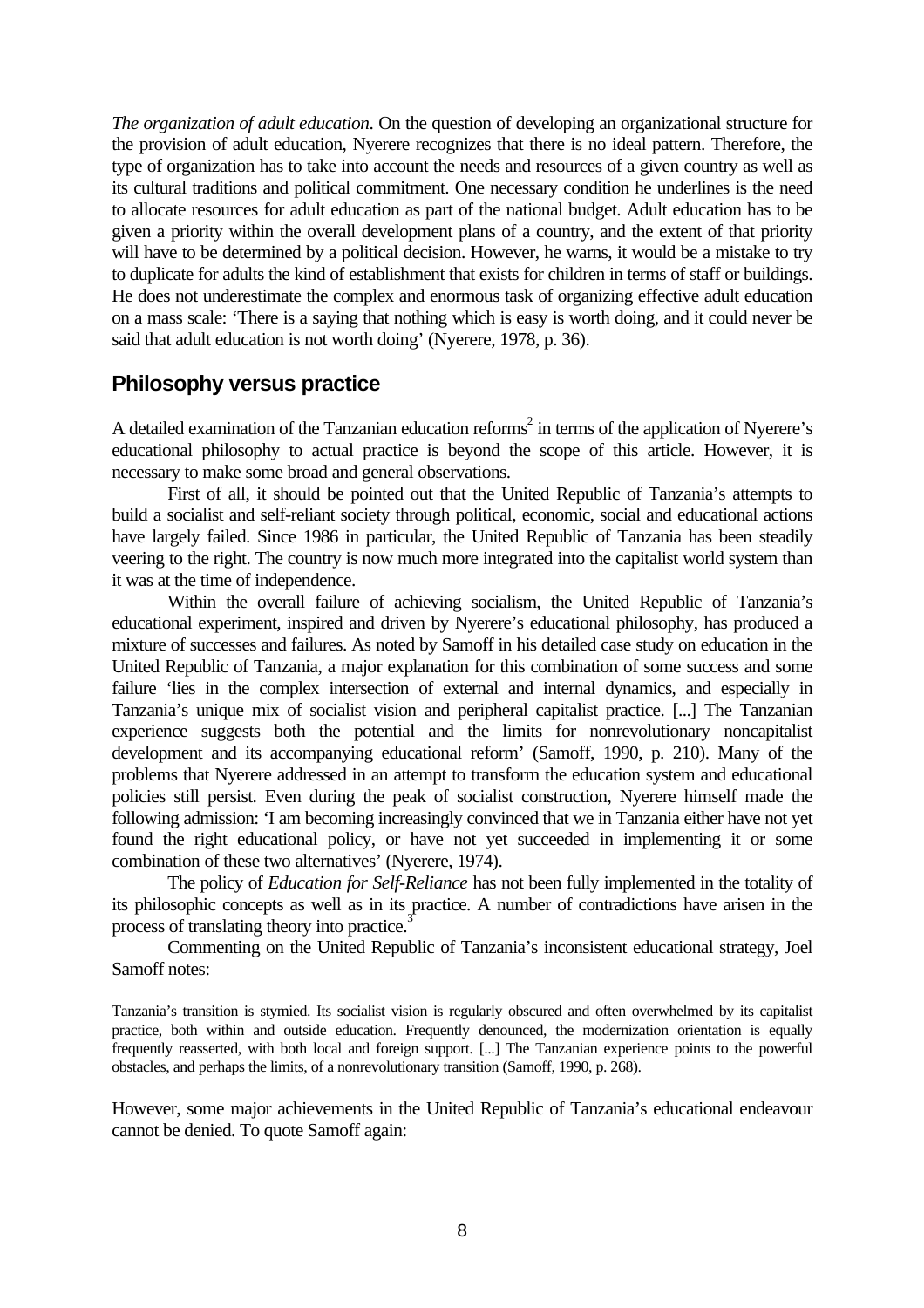*The organization of adult education*. On the question of developing an organizational structure for the provision of adult education, Nyerere recognizes that there is no ideal pattern. Therefore, the type of organization has to take into account the needs and resources of a given country as well as its cultural traditions and political commitment. One necessary condition he underlines is the need to allocate resources for adult education as part of the national budget. Adult education has to be given a priority within the overall development plans of a country, and the extent of that priority will have to be determined by a political decision. However, he warns, it would be a mistake to try to duplicate for adults the kind of establishment that exists for children in terms of staff or buildings. He does not underestimate the complex and enormous task of organizing effective adult education on a mass scale: 'There is a saying that nothing which is easy is worth doing, and it could never be said that adult education is not worth doing' (Nyerere, 1978, p. 36).

## Philosophy versus practice

A detailed examination of the Tanzanian education reforms[2] in terms of the application of Nyerere's educational philosophy to actual practice is beyond the scope of this article. However, it is necessary to make some broad and general observations.

First of all, it should be pointed out that the United Republic of Tanzania's attempts to build a socialist and self-reliant society through political, economic, social and educational actions have largely failed. Since 1986 in particular, the United Republic of Tanzania has been steadily veering to the right. The country is now much more integrated into the capitalist world system than it was at the time of independence.

Within the overall failure of achieving socialism, the United Republic of Tanzania's educational experiment, inspired and driven by Nyerere's educational philosophy, has produced a mixture of successes and failures. As noted by Samoff in his detailed case study on education in the United Republic of Tanzania, a major explanation for this combination of some success and some failure 'lies in the complex intersection of external and internal dynamics, and especially in Tanzania's unique mix of socialist vision and peripheral capitalist practice. [...] The Tanzanian experience suggests both the potential and the limits for nonrevolutionary noncapitalist development and its accompanying educational reform' (Samoff, 1990, p. 210). Many of the problems that Nyerere addressed in an attempt to transform the education system and educational policies still persist. Even during the peak of socialist construction, Nyerere himself made the following admission: 'I am becoming increasingly convinced that we in Tanzania either have not yet found the right educational policy, or have not yet succeeded in implementing it or some combination of these two alternatives' (Nyerere, 1974).

The policy of *Education for Self-Reliance* has not been fully implemented in the totality of its philosophic concepts as well as in its practice. A number of contradictions have arisen in the process of translating theory into practice.[3]

Commenting on the United Republic of Tanzania's inconsistent educational strategy, Joel Samoff notes:

> Tanzania's transition is stymied. Its socialist vision is regularly obscured and often overwhelmed by its capitalist practice, both within and outside education. Frequently denounced, the modernization orientation is equally frequently reasserted, with both local and foreign support. [...] The Tanzanian experience points to the powerful obstacles, and perhaps the limits, of a nonrevolutionary transition (Samoff, 1990, p. 268).

However, some major achievements in the United Republic of Tanzania's educational endeavour cannot be denied. To quote Samoff again: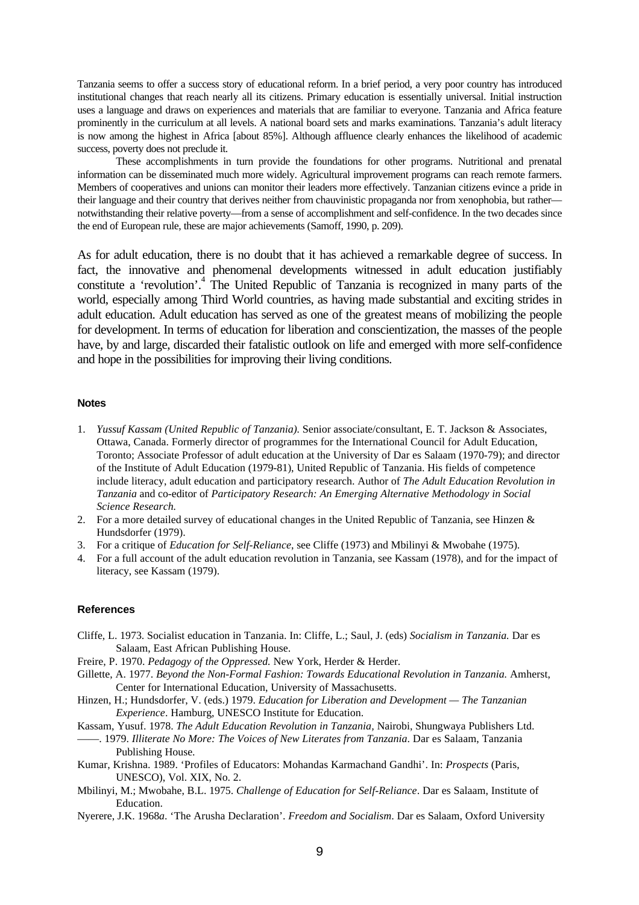> Tanzania seems to offer a success story of educational reform. In a brief period, a very poor country has introduced institutional changes that reach nearly all its citizens. Primary education is essentially universal. Initial instruction uses a language and draws on experiences and materials that are familiar to everyone. Tanzania and Africa feature prominently in the curriculum at all levels. A national board sets and marks examinations. Tanzania's adult literacy is now among the highest in Africa [about 85%]. Although affluence clearly enhances the likelihood of academic success, poverty does not preclude it.
>
> These accomplishments in turn provide the foundations for other programs. Nutritional and prenatal information can be disseminated much more widely. Agricultural improvement programs can reach remote farmers. Members of cooperatives and unions can monitor their leaders more effectively. Tanzanian citizens evince a pride in their language and their country that derives neither from chauvinistic propaganda nor from xenophobia, but rather—notwithstanding their relative poverty—from a sense of accomplishment and self-confidence. In the two decades since the end of European rule, these are major achievements (Samoff, 1990, p. 209).

As for adult education, there is no doubt that it has achieved a remarkable degree of success. In fact, the innovative and phenomenal developments witnessed in adult education justifiably constitute a 'revolution'.[4] The United Republic of Tanzania is recognized in many parts of the world, especially among Third World countries, as having made substantial and exciting strides in adult education. Adult education has served as one of the greatest means of mobilizing the people for development. In terms of education for liberation and conscientization, the masses of the people have, by and large, discarded their fatalistic outlook on life and emerged with more self-confidence and hope in the possibilities for improving their living conditions.

### Notes

1. *Yussuf Kassam (United Republic of Tanzania).* Senior associate/consultant, E. T. Jackson & Associates, Ottawa, Canada. Formerly director of programmes for the International Council for Adult Education, Toronto; Associate Professor of adult education at the University of Dar es Salaam (1970-79); and director of the Institute of Adult Education (1979-81), United Republic of Tanzania. His fields of competence include literacy, adult education and participatory research. Author of *The Adult Education Revolution in Tanzania* and co-editor of *Participatory Research: An Emerging Alternative Methodology in Social Science Research.*
2. For a more detailed survey of educational changes in the United Republic of Tanzania, see Hinzen & Hundsdorfer (1979).
3. For a critique of *Education for Self-Reliance*, see Cliffe (1973) and Mbilinyi & Mwobahe (1975).
4. For a full account of the adult education revolution in Tanzania, see Kassam (1978), and for the impact of literacy, see Kassam (1979).

### References

Cliffe, L. 1973. Socialist education in Tanzania. In: Cliffe, L.; Saul, J. (eds) *Socialism in Tanzania.* Dar es Salaam, East African Publishing House.

Freire, P. 1970. *Pedagogy of the Oppressed.* New York, Herder & Herder.

Gillette, A. 1977. *Beyond the Non-Formal Fashion: Towards Educational Revolution in Tanzania.* Amherst, Center for International Education, University of Massachusetts.

Hinzen, H.; Hundsdorfer, V. (eds.) 1979. *Education for Liberation and Development — The Tanzanian Experience*. Hamburg, UNESCO Institute for Education.

Kassam, Yusuf. 1978. *The Adult Education Revolution in Tanzania,* Nairobi, Shungwaya Publishers Ltd.

——. 1979. *Illiterate No More: The Voices of New Literates from Tanzania*. Dar es Salaam, Tanzania Publishing House.

Kumar, Krishna. 1989. 'Profiles of Educators: Mohandas Karmachand Gandhi'. In: *Prospects* (Paris, UNESCO), Vol. XIX, No. 2.

Mbilinyi, M.; Mwobahe, B.L. 1975. *Challenge of Education for Self-Reliance*. Dar es Salaam, Institute of Education.

Nyerere, J.K. 1968*a*. 'The Arusha Declaration'. *Freedom and Socialism*. Dar es Salaam, Oxford University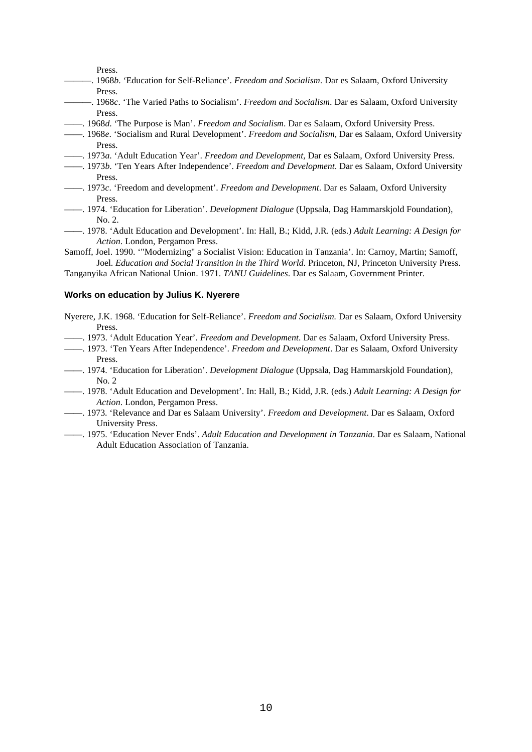Press.

———. 1968*b*. 'Education for Self-Reliance'. *Freedom and Socialism*. Dar es Salaam, Oxford University Press.

———. 1968*c*. 'The Varied Paths to Socialism'. *Freedom and Socialism*. Dar es Salaam, Oxford University Press.

——. 1968*d*. 'The Purpose is Man'. *Freedom and Socialism*. Dar es Salaam, Oxford University Press.

——. 1968*e*. 'Socialism and Rural Development'. *Freedom and Socialism,* Dar es Salaam, Oxford University Press.

——. 1973*a*. 'Adult Education Year'. *Freedom and Development,* Dar es Salaam, Oxford University Press.

——. 1973*b*. 'Ten Years After Independence'. *Freedom and Development*. Dar es Salaam, Oxford University Press.

——. 1973*c*. 'Freedom and development'. *Freedom and Development*. Dar es Salaam, Oxford University Press.

——. 1974. 'Education for Liberation'. *Development Dialogue* (Uppsala, Dag Hammarskjold Foundation), No. 2.

——. 1978. 'Adult Education and Development'. In: Hall, B.; Kidd, J.R. (eds.) *Adult Learning: A Design for Action*. London, Pergamon Press.

Samoff, Joel. 1990. '"Modernizing" a Socialist Vision: Education in Tanzania'. In: Carnoy, Martin; Samoff, Joel. *Education and Social Transition in the Third World*. Princeton, NJ, Princeton University Press.

Tanganyika African National Union. 1971. *TANU Guidelines*. Dar es Salaam, Government Printer.

### Works on education by Julius K. Nyerere

Nyerere, J.K. 1968. 'Education for Self-Reliance'. *Freedom and Socialism.* Dar es Salaam, Oxford University Press.

——. 1973. 'Adult Education Year'. *Freedom and Development*. Dar es Salaam, Oxford University Press.

——. 1973. 'Ten Years After Independence'. *Freedom and Development*. Dar es Salaam, Oxford University Press.

——. 1974. 'Education for Liberation'. *Development Dialogue* (Uppsala, Dag Hammarskjold Foundation), No. 2

——. 1978. 'Adult Education and Development'. In: Hall, B.; Kidd, J.R. (eds.) *Adult Learning: A Design for Action*. London, Pergamon Press.

——. 1973. 'Relevance and Dar es Salaam University'. *Freedom and Development*. Dar es Salaam, Oxford University Press.

——. 1975. 'Education Never Ends'. *Adult Education and Development in Tanzania*. Dar es Salaam, National Adult Education Association of Tanzania.